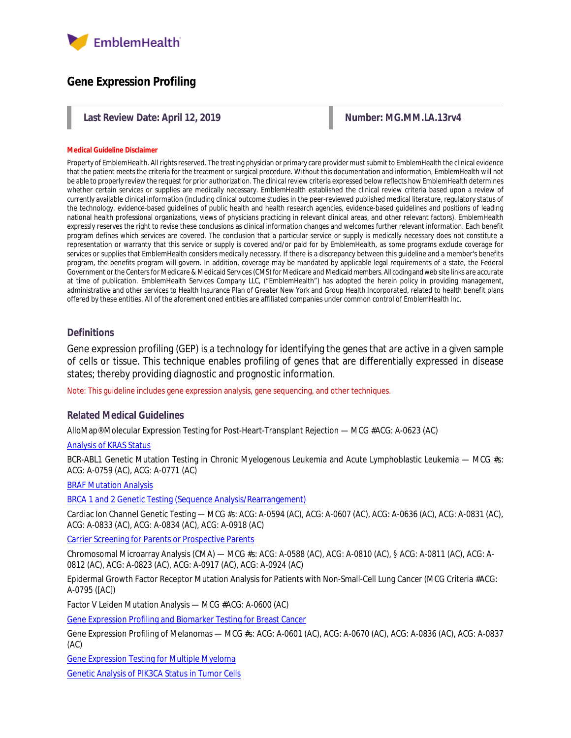# Gene Expression Profiling

**Last Review Date: April 12, 2019** | **Number: MG.MM.LA.13rv4**

**Medical Guideline Disclaimer**

Property of EmblemHealth. All rights reserved. The treating physician or primary care provider must submit to EmblemHealth the clinical evidence that the patient meets the criteria for the treatment or surgical procedure. Without this documentation and information, EmblemHealth will not be able to properly review the request for prior authorization. The clinical review criteria expressed below reflects how EmblemHealth determines whether certain services or supplies are medically necessary. EmblemHealth established the clinical review criteria based upon a review of currently available clinical information (including clinical outcome studies in the peer-reviewed published medical literature, regulatory status of the technology, evidence-based guidelines of public health and health research agencies, evidence-based guidelines and positions of leading national health professional organizations, views of physicians practicing in relevant clinical areas, and other relevant factors). EmblemHealth expressly reserves the right to revise these conclusions as clinical information changes and welcomes further relevant information. Each benefit program defines which services are covered. The conclusion that a particular service or supply is medically necessary does not constitute a representation or warranty that this service or supply is covered and/or paid for by EmblemHealth, as some programs exclude coverage for services or supplies that EmblemHealth considers medically necessary. If there is a discrepancy between this guideline and a member's benefits program, the benefits program will govern. In addition, coverage may be mandated by applicable legal requirements of a state, the Federal Government or the Centers for Medicare & Medicaid Services (CMS) for Medicare and Medicaid members. All coding and web site links are accurate at time of publication. EmblemHealth Services Company LLC, ("EmblemHealth") has adopted the herein policy in providing management, administrative and other services to Health Insurance Plan of Greater New York and Group Health Incorporated, related to health benefit plans offered by these entities. All of the aforementioned entities are affiliated companies under common control of EmblemHealth Inc.

## Definitions

Gene expression profiling (GEP) is a technology for identifying the genes that are active in a given sample of cells or tissue. This technique enables profiling of genes that are differentially expressed in disease states; thereby providing diagnostic and prognostic information.

Note: This guideline includes gene expression analysis, gene sequencing, and other techniques.

## Related Medical Guidelines

AlloMap® Molecular Expression Testing for Post-Heart-Transplant Rejection — MCG #ACG: A-0623 (AC)

Analysis of KRAS Status

BCR-ABL1 Genetic Mutation Testing in Chronic Myelogenous Leukemia and Acute Lymphoblastic Leukemia — MCG #s: ACG: A-0759 (AC), ACG: A-0771 (AC)

BRAF Mutation Analysis

BRCA 1 and 2 Genetic Testing (Sequence Analysis/Rearrangement)

Cardiac Ion Channel Genetic Testing — MCG #s: ACG: A-0594 (AC), ACG: A-0607 (AC), ACG: A-0636 (AC), ACG: A-0831 (AC), ACG: A-0833 (AC), ACG: A-0834 (AC), ACG: A-0918 (AC)

Carrier Screening for Parents or Prospective Parents

Chromosomal Microarray Analysis (CMA) — MCG #s: ACG: A-0588 (AC), ACG: A-0810 (AC), § ACG: A-0811 (AC), ACG: A-0812 (AC), ACG: A-0823 (AC), ACG: A-0917 (AC), ACG: A-0924 (AC)

Epidermal Growth Factor Receptor Mutation Analysis for Patients with Non-Small-Cell Lung Cancer (MCG Criteria #ACG: A-0795 ([AC])

Factor V Leiden Mutation Analysis — MCG #ACG: A-0600 (AC)

Gene Expression Profiling and Biomarker Testing for Breast Cancer

Gene Expression Profiling of Melanomas — MCG #s: ACG: A-0601 (AC), ACG: A-0670 (AC), ACG: A-0836 (AC), ACG: A-0837 (AC)

Gene Expression Testing for Multiple Myeloma

Genetic Analysis of PIK3CA Status in Tumor Cells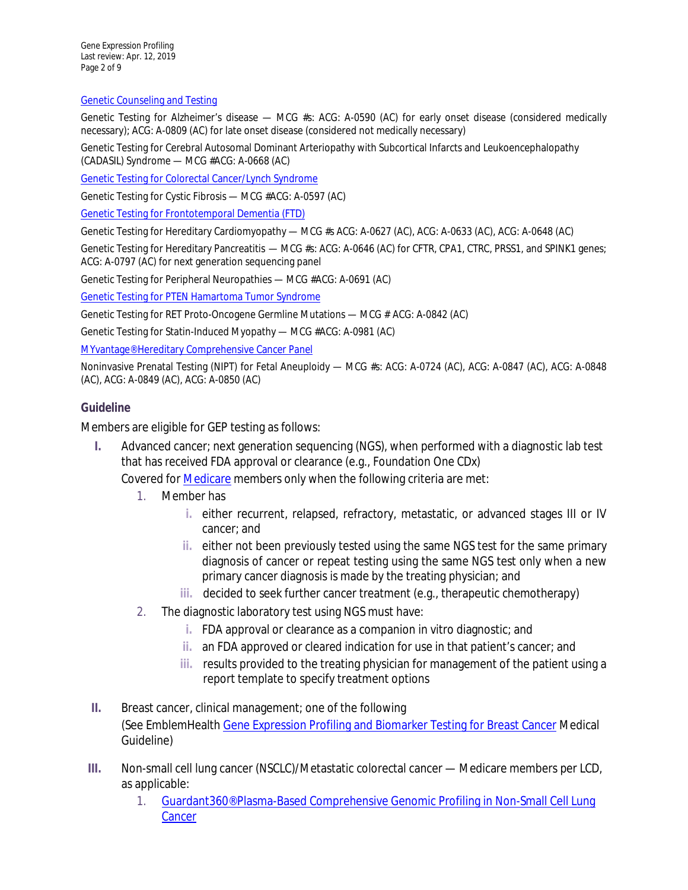Genetic Counseling and Testing

Genetic Testing for Alzheimer's disease — MCG #s: ACG: A-0590 (AC) for early onset disease (considered medically necessary); ACG: A-0809 (AC) for late onset disease (considered not medically necessary)

Genetic Testing for Cerebral Autosomal Dominant Arteriopathy with Subcortical Infarcts and Leukoencephalopathy (CADASIL) Syndrome — MCG #ACG: A-0668 (AC)

Genetic Testing for Colorectal Cancer/Lynch Syndrome

Genetic Testing for Cystic Fibrosis — MCG #ACG: A-0597 (AC)

Genetic Testing for Frontotemporal Dementia (FTD)

Genetic Testing for Hereditary Cardiomyopathy — MCG #s ACG: A-0627 (AC), ACG: A-0633 (AC), ACG: A-0648 (AC)

Genetic Testing for Hereditary Pancreatitis — MCG #s: ACG: A-0646 (AC) for CFTR, CPA1, CTRC, PRSS1, and SPINK1 genes; ACG: A-0797 (AC) for next generation sequencing panel

Genetic Testing for Peripheral Neuropathies — MCG #ACG: A-0691 (AC)

Genetic Testing for PTEN Hamartoma Tumor Syndrome

Genetic Testing for RET Proto-Oncogene Germline Mutations — MCG # ACG: A-0842 (AC)

Genetic Testing for Statin-Induced Myopathy — MCG #ACG: A-0981 (AC)

MYvantage® Hereditary Comprehensive Cancer Panel

Noninvasive Prenatal Testing (NIPT) for Fetal Aneuploidy — MCG #s: ACG: A-0724 (AC), ACG: A-0847 (AC), ACG: A-0848 (AC), ACG: A-0849 (AC), ACG: A-0850 (AC)

## Guideline

Members are eligible for GEP testing as follows:

I. Advanced cancer; next generation sequencing (NGS), when performed with a diagnostic lab test that has received FDA approval or clearance (e.g., Foundation One CDx)
   Covered for Medicare members only when the following criteria are met:
   1. Member has
      i. either recurrent, relapsed, refractory, metastatic, or advanced stages III or IV cancer; and
      ii. either not been previously tested using the same NGS test for the same primary diagnosis of cancer or repeat testing using the same NGS test only when a new primary cancer diagnosis is made by the treating physician; and
      iii. decided to seek further cancer treatment (e.g., therapeutic chemotherapy)
   2. The diagnostic laboratory test using NGS must have:
      i. FDA approval or clearance as a companion in vitro diagnostic; and
      ii. an FDA approved or cleared indication for use in that patient's cancer; and
      iii. results provided to the treating physician for management of the patient using a report template to specify treatment options

II. Breast cancer, clinical management; one of the following
   (See EmblemHealth Gene Expression Profiling and Biomarker Testing for Breast Cancer Medical Guideline)

III. Non-small cell lung cancer (NSCLC)/Metastatic colorectal cancer — Medicare members per LCD, as applicable:
   1. Guardant360® Plasma-Based Comprehensive Genomic Profiling in Non-Small Cell Lung Cancer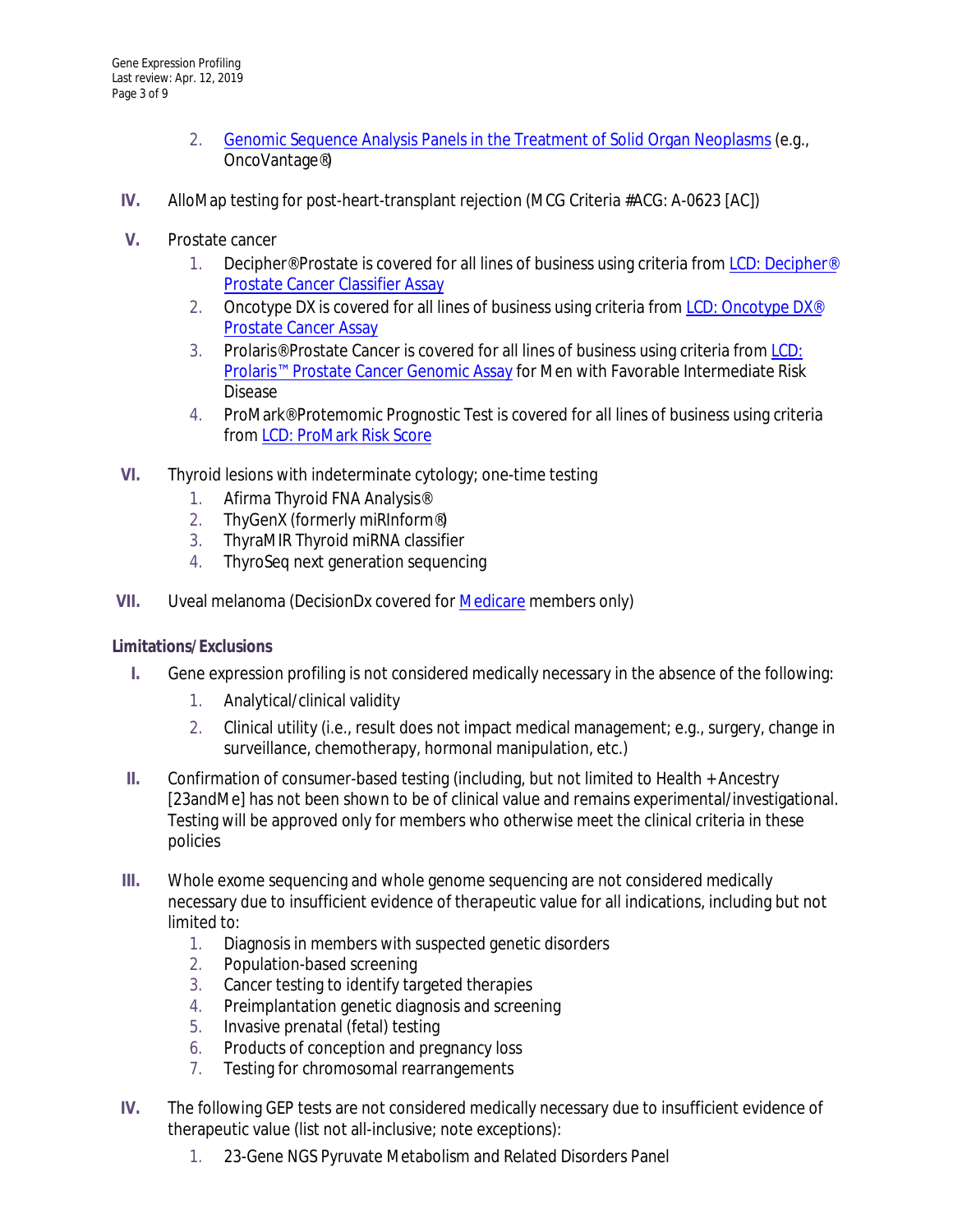2. Genomic Sequence Analysis Panels in the Treatment of Solid Organ Neoplasms (e.g., OncoVantage®)

IV. AlloMap testing for post-heart-transplant rejection (MCG Criteria #ACG: A-0623 [AC])

V. Prostate cancer
   1. Decipher® Prostate is covered for all lines of business using criteria from LCD: Decipher® Prostate Cancer Classifier Assay
   2. Oncotype DX is covered for all lines of business using criteria from LCD: Oncotype DX® Prostate Cancer Assay
   3. Prolaris® Prostate Cancer is covered for all lines of business using criteria from LCD: Prolaris™ Prostate Cancer Genomic Assay for Men with Favorable Intermediate Risk Disease
   4. ProMark® Protemomic Prognostic Test is covered for all lines of business using criteria from LCD: ProMark Risk Score

VI. Thyroid lesions with indeterminate cytology; one-time testing
   1. Afirma Thyroid FNA Analysis®
   2. ThyGenX (formerly miRInform®)
   3. ThyraMIR Thyroid miRNA classifier
   4. ThyroSeq next generation sequencing

VII. Uveal melanoma (DecisionDx covered for Medicare members only)

**Limitations/Exclusions**

I. Gene expression profiling is not considered medically necessary in the absence of the following:
   1. Analytical/clinical validity
   2. Clinical utility (i.e., result does not impact medical management; e.g., surgery, change in surveillance, chemotherapy, hormonal manipulation, etc.)

II. Confirmation of consumer-based testing (including, but not limited to Health + Ancestry [23andMe] has not been shown to be of clinical value and remains experimental/investigational. Testing will be approved only for members who otherwise meet the clinical criteria in these policies

III. Whole exome sequencing and whole genome sequencing are not considered medically necessary due to insufficient evidence of therapeutic value for all indications, including but not limited to:
   1. Diagnosis in members with suspected genetic disorders
   2. Population-based screening
   3. Cancer testing to identify targeted therapies
   4. Preimplantation genetic diagnosis and screening
   5. Invasive prenatal (fetal) testing
   6. Products of conception and pregnancy loss
   7. Testing for chromosomal rearrangements

IV. The following GEP tests are not considered medically necessary due to insufficient evidence of therapeutic value (list not all-inclusive; note exceptions):
   1. 23-Gene NGS Pyruvate Metabolism and Related Disorders Panel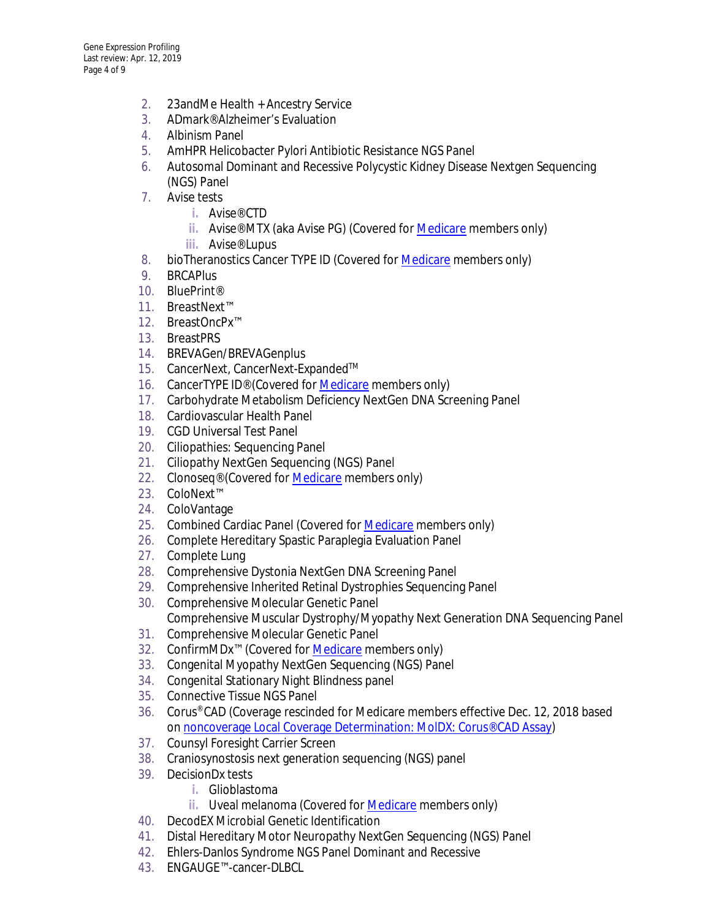2. 23andMe Health + Ancestry Service
3. ADmark® Alzheimer's Evaluation
4. Albinism Panel
5. AmHPR Helicobacter Pylori Antibiotic Resistance NGS Panel
6. Autosomal Dominant and Recessive Polycystic Kidney Disease Nextgen Sequencing (NGS) Panel
7. Avise tests
   i. Avise® CTD
   ii. Avise® MTX (aka Avise PG) (Covered for [Medicare]() members only)
   iii. Avise® Lupus
8. bioTheranostics Cancer TYPE ID (Covered for [Medicare]() members only)
9. BRCAPlus
10. BluePrint®
11. BreastNext™
12. BreastOncPx™
13. BreastPRS
14. BREVAGen/BREVAGenplus
15. CancerNext, CancerNext-Expanded™
16. CancerTYPE ID® (Covered for [Medicare]() members only)
17. Carbohydrate Metabolism Deficiency NextGen DNA Screening Panel
18. Cardiovascular Health Panel
19. CGD Universal Test Panel
20. Ciliopathies: Sequencing Panel
21. Ciliopathy NextGen Sequencing (NGS) Panel
22. Clonoseq® (Covered for [Medicare]() members only)
23. ColoNext™
24. ColoVantage
25. Combined Cardiac Panel (Covered for [Medicare]() members only)
26. Complete Hereditary Spastic Paraplegia Evaluation Panel
27. Complete Lung
28. Comprehensive Dystonia NextGen DNA Screening Panel
29. Comprehensive Inherited Retinal Dystrophies Sequencing Panel
30. Comprehensive Molecular Genetic Panel
    Comprehensive Muscular Dystrophy/Myopathy Next Generation DNA Sequencing Panel
31. Comprehensive Molecular Genetic Panel
32. ConfirmMDx™ (Covered for [Medicare]() members only)
33. Congenital Myopathy NextGen Sequencing (NGS) Panel
34. Congenital Stationary Night Blindness panel
35. Connective Tissue NGS Panel
36. Corus® CAD (Coverage rescinded for Medicare members effective Dec. 12, 2018 based on [noncoverage Local Coverage Determination: MolDX: Corus® CAD Assay]())
37. Counsyl Foresight Carrier Screen
38. Craniosynostosis next generation sequencing (NGS) panel
39. DecisionDx tests
    i. Glioblastoma
    ii. Uveal melanoma (Covered for [Medicare]() members only)
40. DecodEX Microbial Genetic Identification
41. Distal Hereditary Motor Neuropathy NextGen Sequencing (NGS) Panel
42. Ehlers-Danlos Syndrome NGS Panel Dominant and Recessive
43. ENGAUGE™-cancer-DLBCL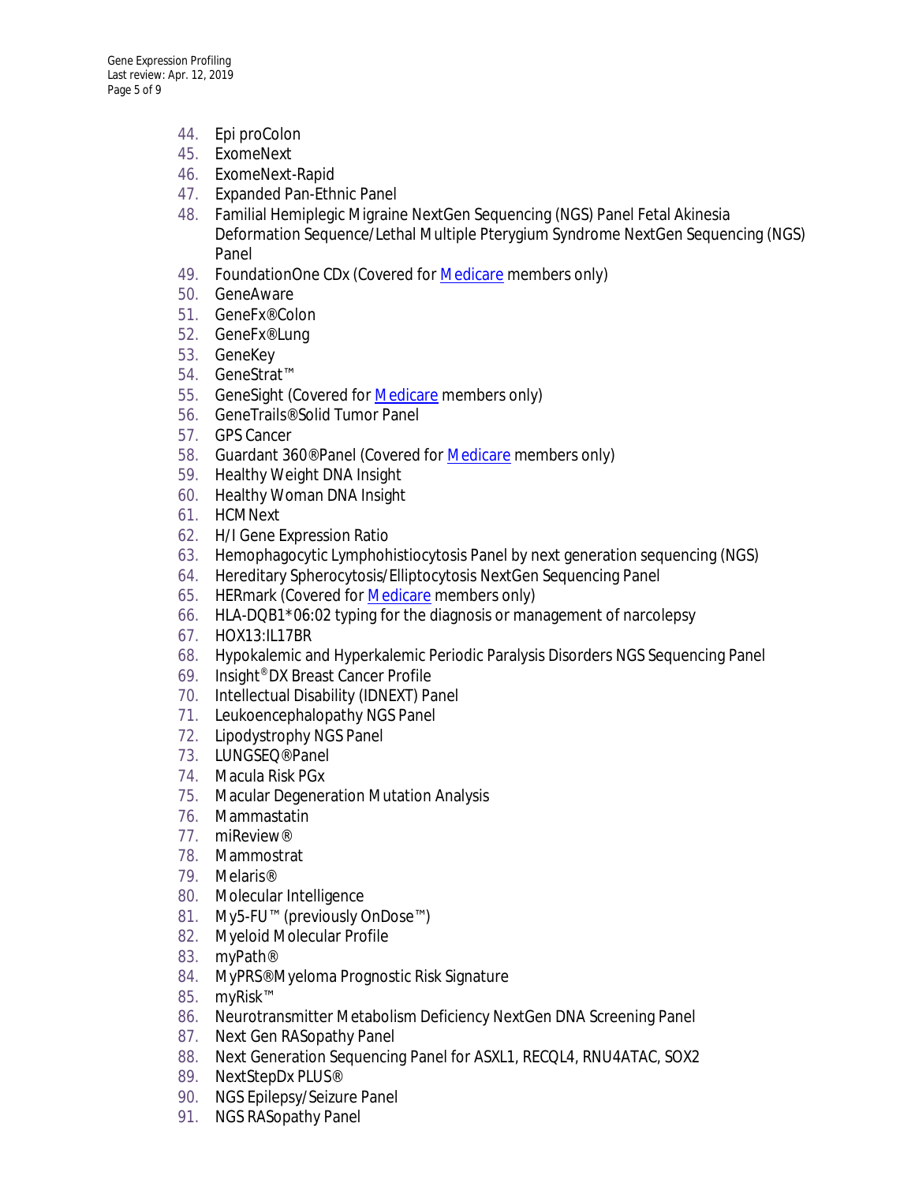44. Epi proColon
45. ExomeNext
46. ExomeNext-Rapid
47. Expanded Pan-Ethnic Panel
48. Familial Hemiplegic Migraine NextGen Sequencing (NGS) Panel Fetal Akinesia Deformation Sequence/Lethal Multiple Pterygium Syndrome NextGen Sequencing (NGS) Panel
49. FoundationOne CDx (Covered for Medicare members only)
50. GeneAware
51. GeneFx®Colon
52. GeneFx®Lung
53. GeneKey
54. GeneStrat™
55. GeneSight (Covered for Medicare members only)
56. GeneTrails®Solid Tumor Panel
57. GPS Cancer
58. Guardant 360®Panel (Covered for Medicare members only)
59. Healthy Weight DNA Insight
60. Healthy Woman DNA Insight
61. HCMNext
62. H/I Gene Expression Ratio
63. Hemophagocytic Lymphohistiocytosis Panel by next generation sequencing (NGS)
64. Hereditary Spherocytosis/Elliptocytosis NextGen Sequencing Panel
65. HERmark (Covered for Medicare members only)
66. HLA-DQB1*06:02 typing for the diagnosis or management of narcolepsy
67. HOX13:IL17BR
68. Hypokalemic and Hyperkalemic Periodic Paralysis Disorders NGS Sequencing Panel
69. Insight®DX Breast Cancer Profile
70. Intellectual Disability (IDNEXT) Panel
71. Leukoencephalopathy NGS Panel
72. Lipodystrophy NGS Panel
73. LUNGSEQ®Panel
74. Macula Risk PGx
75. Macular Degeneration Mutation Analysis
76. Mammastatin
77. miReview®
78. Mammostrat
79. Melaris®
80. Molecular Intelligence
81. My5-FU™ (previously OnDose™)
82. Myeloid Molecular Profile
83. myPath®
84. MyPRS®Myeloma Prognostic Risk Signature
85. myRisk™
86. Neurotransmitter Metabolism Deficiency NextGen DNA Screening Panel
87. Next Gen RASopathy Panel
88. Next Generation Sequencing Panel for ASXL1, RECQL4, RNU4ATAC, SOX2
89. NextStepDx PLUS®
90. NGS Epilepsy/Seizure Panel
91. NGS RASopathy Panel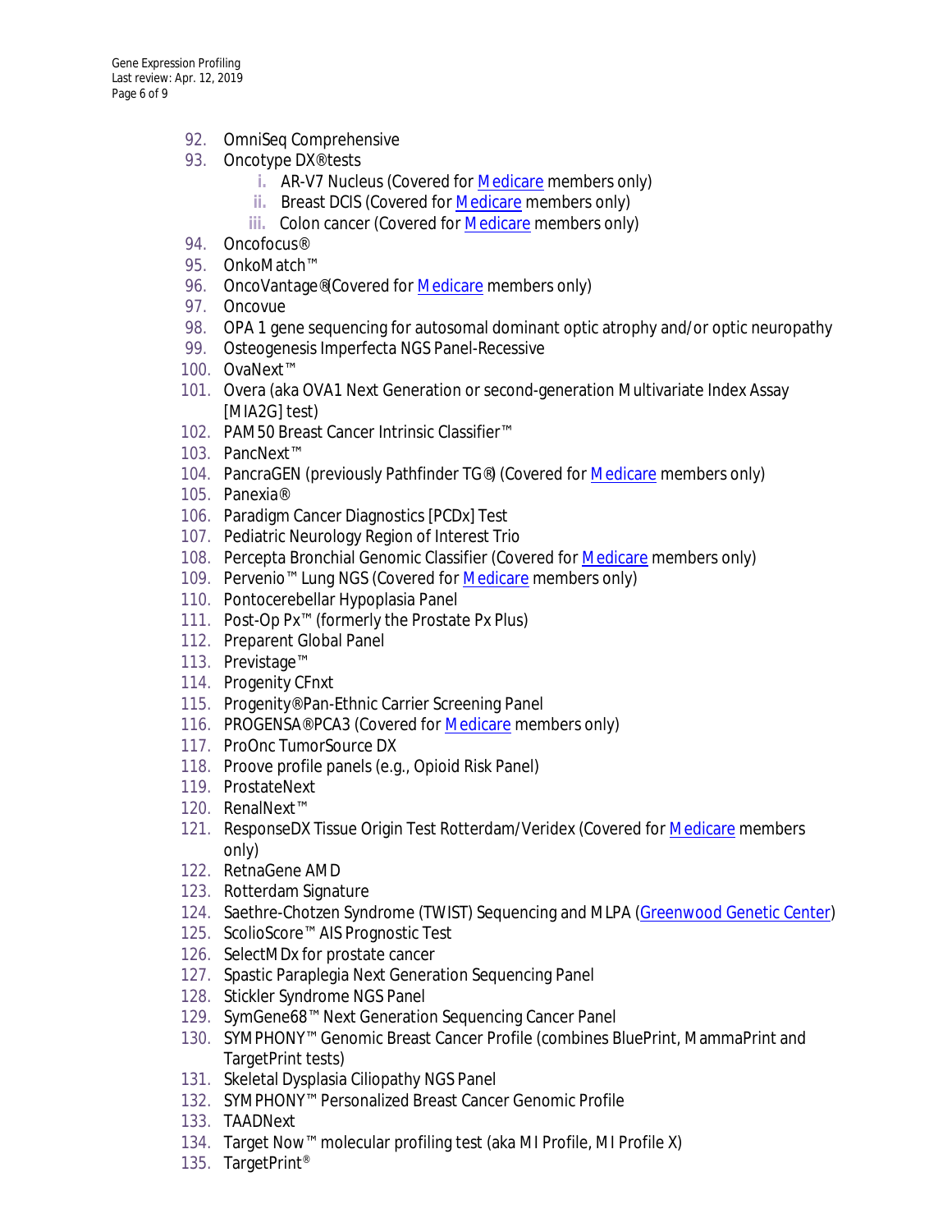92. OmniSeq Comprehensive
93. Oncotype DX® tests
    i. AR-V7 Nucleus (Covered for Medicare members only)
    ii. Breast DCIS (Covered for Medicare members only)
    iii. Colon cancer (Covered for Medicare members only)
94. Oncofocus®
95. OnkoMatch™
96. OncoVantage® (Covered for Medicare members only)
97. Oncovue
98. OPA 1 gene sequencing for autosomal dominant optic atrophy and/or optic neuropathy
99. Osteogenesis Imperfecta NGS Panel-Recessive
100. OvaNext™
101. Overa (aka OVA1 Next Generation or second-generation Multivariate Index Assay [MIA2G] test)
102. PAM50 Breast Cancer Intrinsic Classifier™
103. PancNext™
104. PancraGEN (previously Pathfinder TG®) (Covered for Medicare members only)
105. Panexia®
106. Paradigm Cancer Diagnostics [PCDx] Test
107. Pediatric Neurology Region of Interest Trio
108. Percepta Bronchial Genomic Classifier (Covered for Medicare members only)
109. Pervenio™ Lung NGS (Covered for Medicare members only)
110. Pontocerebellar Hypoplasia Panel
111. Post-Op Px™ (formerly the Prostate Px Plus)
112. Preparent Global Panel
113. Previstage™
114. Progenity CFnxt
115. Progenity® Pan-Ethnic Carrier Screening Panel
116. PROGENSA® PCA3 (Covered for Medicare members only)
117. ProOnc TumorSource DX
118. Proove profile panels (e.g., Opioid Risk Panel)
119. ProstateNext
120. RenalNext™
121. ResponseDX Tissue Origin Test Rotterdam/Veridex (Covered for Medicare members only)
122. RetnaGene AMD
123. Rotterdam Signature
124. Saethre-Chotzen Syndrome (TWIST) Sequencing and MLPA (Greenwood Genetic Center)
125. ScolioScore™ AIS Prognostic Test
126. SelectMDx for prostate cancer
127. Spastic Paraplegia Next Generation Sequencing Panel
128. Stickler Syndrome NGS Panel
129. SymGene68™ Next Generation Sequencing Cancer Panel
130. SYMPHONY™ Genomic Breast Cancer Profile (combines BluePrint, MammaPrint and TargetPrint tests)
131. Skeletal Dysplasia Ciliopathy NGS Panel
132. SYMPHONY™ Personalized Breast Cancer Genomic Profile
133. TAADNext
134. Target Now™ molecular profiling test (aka MI Profile, MI Profile X)
135. TargetPrint®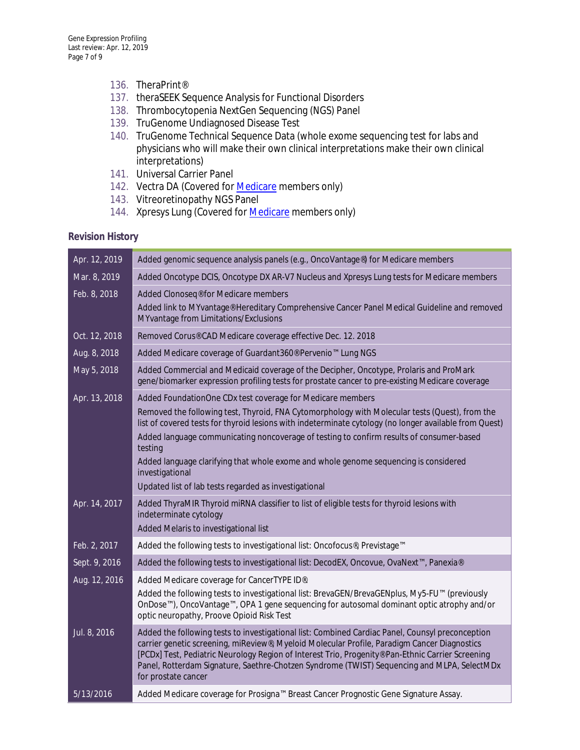136. TheraPrint®
137. theraSEEK Sequence Analysis for Functional Disorders
138. Thrombocytopenia NextGen Sequencing (NGS) Panel
139. TruGenome Undiagnosed Disease Test
140. TruGenome Technical Sequence Data (whole exome sequencing test for labs and physicians who will make their own clinical interpretations make their own clinical interpretations)
141. Universal Carrier Panel
142. Vectra DA (Covered for Medicare members only)
143. Vitreoretinopathy NGS Panel
144. Xpresys Lung (Covered for Medicare members only)

### Revision History

| | |
|---|---|
| Apr. 12, 2019 | Added genomic sequence analysis panels (e.g., OncoVantage®) for Medicare members |
| Mar. 8, 2019 | Added Oncotype DCIS, Oncotype DX AR-V7 Nucleus and Xpresys Lung tests for Medicare members |
| Feb. 8, 2018 | Added Clonoseq® for Medicare members<br>Added link to MYvantage® Hereditary Comprehensive Cancer Panel Medical Guideline and removed MYvantage from Limitations/Exclusions |
| Oct. 12, 2018 | Removed Corus® CAD Medicare coverage effective Dec. 12. 2018 |
| Aug. 8, 2018 | Added Medicare coverage of Guardant360® Pervenio™ Lung NGS |
| May 5, 2018 | Added Commercial and Medicaid coverage of the Decipher, Oncotype, Prolaris and ProMark gene/biomarker expression profiling tests for prostate cancer to pre-existing Medicare coverage |
| Apr. 13, 2018 | Added FoundationOne CDx test coverage for Medicare members<br>Removed the following test, Thyroid, FNA Cytomorphology with Molecular tests (Quest), from the list of covered tests for thyroid lesions with indeterminate cytology (no longer available from Quest)<br>Added language communicating noncoverage of testing to confirm results of consumer-based testing<br>Added language clarifying that whole exome and whole genome sequencing is considered investigational<br>Updated list of lab tests regarded as investigational |
| Apr. 14, 2017 | Added ThyraMIR Thyroid miRNA classifier to list of eligible tests for thyroid lesions with indeterminate cytology<br>Added Melaris to investigational list |
| Feb. 2, 2017 | Added the following tests to investigational list: Oncofocus®, Previstage™ |
| Sept. 9, 2016 | Added the following tests to investigational list: DecodEX, Oncovue, OvaNext™, Panexia® |
| Aug. 12, 2016 | Added Medicare coverage for CancerTYPE ID®<br>Added the following tests to investigational list: BrevaGEN/BrevaGENplus, My5-FU™ (previously OnDose™), OncoVantage™, OPA 1 gene sequencing for autosomal dominant optic atrophy and/or optic neuropathy, Proove Opioid Risk Test |
| Jul. 8, 2016 | Added the following tests to investigational list: Combined Cardiac Panel, Counsyl preconception carrier genetic screening, miReview®, Myeloid Molecular Profile, Paradigm Cancer Diagnostics [PCDx] Test, Pediatric Neurology Region of Interest Trio, Progenity® Pan-Ethnic Carrier Screening Panel, Rotterdam Signature, Saethre-Chotzen Syndrome (TWIST) Sequencing and MLPA, SelectMDx for prostate cancer |
| 5/13/2016 | Added Medicare coverage for Prosigna™ Breast Cancer Prognostic Gene Signature Assay. |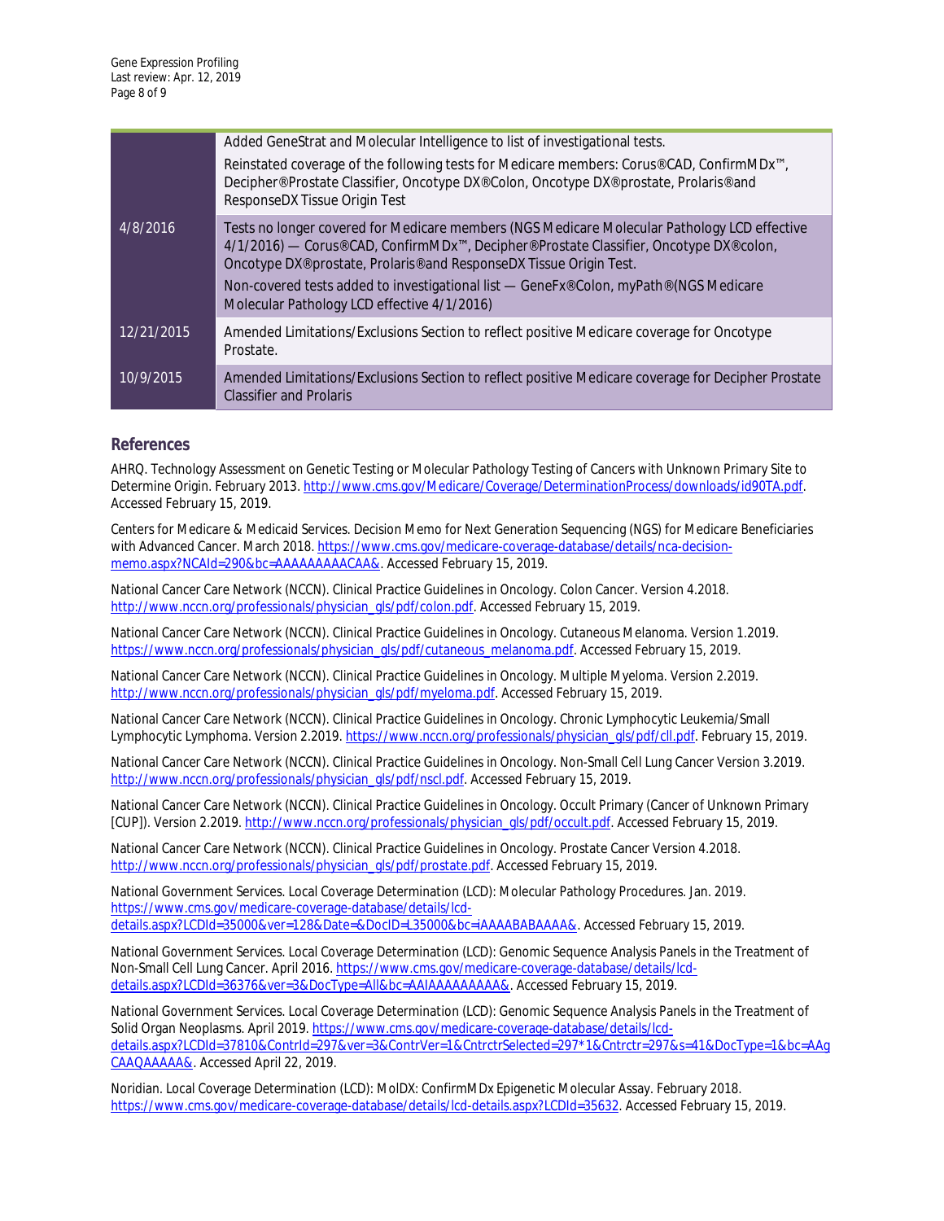| | |
|---|---|
| | Added GeneStrat and Molecular Intelligence to list of investigational tests.<br>Reinstated coverage of the following tests for Medicare members: Corus®CAD, ConfirmMDx™, Decipher®Prostate Classifier, Oncotype DX®Colon, Oncotype DX®prostate, Prolaris®and ResponseDX Tissue Origin Test |
| 4/8/2016 | Tests no longer covered for Medicare members (NGS Medicare Molecular Pathology LCD effective 4/1/2016) — Corus®CAD, ConfirmMDx™, Decipher®Prostate Classifier, Oncotype DX®colon, Oncotype DX®prostate, Prolaris®and ResponseDX Tissue Origin Test.<br>Non-covered tests added to investigational list — GeneFx®Colon, myPath®(NGS Medicare Molecular Pathology LCD effective 4/1/2016) |
| 12/21/2015 | Amended Limitations/Exclusions Section to reflect positive Medicare coverage for Oncotype Prostate. |
| 10/9/2015 | Amended Limitations/Exclusions Section to reflect positive Medicare coverage for Decipher Prostate Classifier and Prolaris |

## References

AHRQ. Technology Assessment on Genetic Testing or Molecular Pathology Testing of Cancers with Unknown Primary Site to Determine Origin. February 2013. http://www.cms.gov/Medicare/Coverage/DeterminationProcess/downloads/id90TA.pdf. Accessed February 15, 2019.

Centers for Medicare & Medicaid Services. Decision Memo for Next Generation Sequencing (NGS) for Medicare Beneficiaries with Advanced Cancer. March 2018. https://www.cms.gov/medicare-coverage-database/details/nca-decision-memo.aspx?NCAId=290&bc=AAAAAAAAACAA&. Accessed February 15, 2019.

National Cancer Care Network (NCCN). Clinical Practice Guidelines in Oncology. Colon Cancer. Version 4.2018. http://www.nccn.org/professionals/physician_gls/pdf/colon.pdf. Accessed February 15, 2019.

National Cancer Care Network (NCCN). Clinical Practice Guidelines in Oncology. Cutaneous Melanoma. Version 1.2019. https://www.nccn.org/professionals/physician_gls/pdf/cutaneous_melanoma.pdf. Accessed February 15, 2019.

National Cancer Care Network (NCCN). Clinical Practice Guidelines in Oncology. Multiple Myeloma. Version 2.2019. http://www.nccn.org/professionals/physician_gls/pdf/myeloma.pdf. Accessed February 15, 2019.

National Cancer Care Network (NCCN). Clinical Practice Guidelines in Oncology. Chronic Lymphocytic Leukemia/Small Lymphocytic Lymphoma. Version 2.2019. https://www.nccn.org/professionals/physician_gls/pdf/cll.pdf. February 15, 2019.

National Cancer Care Network (NCCN). Clinical Practice Guidelines in Oncology. Non-Small Cell Lung Cancer Version 3.2019. http://www.nccn.org/professionals/physician_gls/pdf/nscl.pdf. Accessed February 15, 2019.

National Cancer Care Network (NCCN). Clinical Practice Guidelines in Oncology. Occult Primary (Cancer of Unknown Primary [CUP]). Version 2.2019. http://www.nccn.org/professionals/physician_gls/pdf/occult.pdf. Accessed February 15, 2019.

National Cancer Care Network (NCCN). Clinical Practice Guidelines in Oncology. Prostate Cancer Version 4.2018. http://www.nccn.org/professionals/physician_gls/pdf/prostate.pdf. Accessed February 15, 2019.

National Government Services. Local Coverage Determination (LCD): Molecular Pathology Procedures. Jan. 2019. https://www.cms.gov/medicare-coverage-database/details/lcd-details.aspx?LCDId=35000&ver=128&Date=&DocID=L35000&bc=iAAAABABAAAA&. Accessed February 15, 2019.

National Government Services. Local Coverage Determination (LCD): Genomic Sequence Analysis Panels in the Treatment of Non-Small Cell Lung Cancer. April 2016. https://www.cms.gov/medicare-coverage-database/details/lcd-details.aspx?LCDId=36376&ver=3&DocType=All&bc=AAIAAAAAAAAA&. Accessed February 15, 2019.

National Government Services. Local Coverage Determination (LCD): Genomic Sequence Analysis Panels in the Treatment of Solid Organ Neoplasms. April 2019. https://www.cms.gov/medicare-coverage-database/details/lcd-details.aspx?LCDId=37810&ContrId=297&ver=3&ContrVer=1&CntrctrSelected=297*1&Cntrctr=297&s=41&DocType=1&bc=AAgCAAQAAAAA&. Accessed April 22, 2019.

Noridian. Local Coverage Determination (LCD): MolDX: ConfirmMDx Epigenetic Molecular Assay. February 2018. https://www.cms.gov/medicare-coverage-database/details/lcd-details.aspx?LCDId=35632. Accessed February 15, 2019.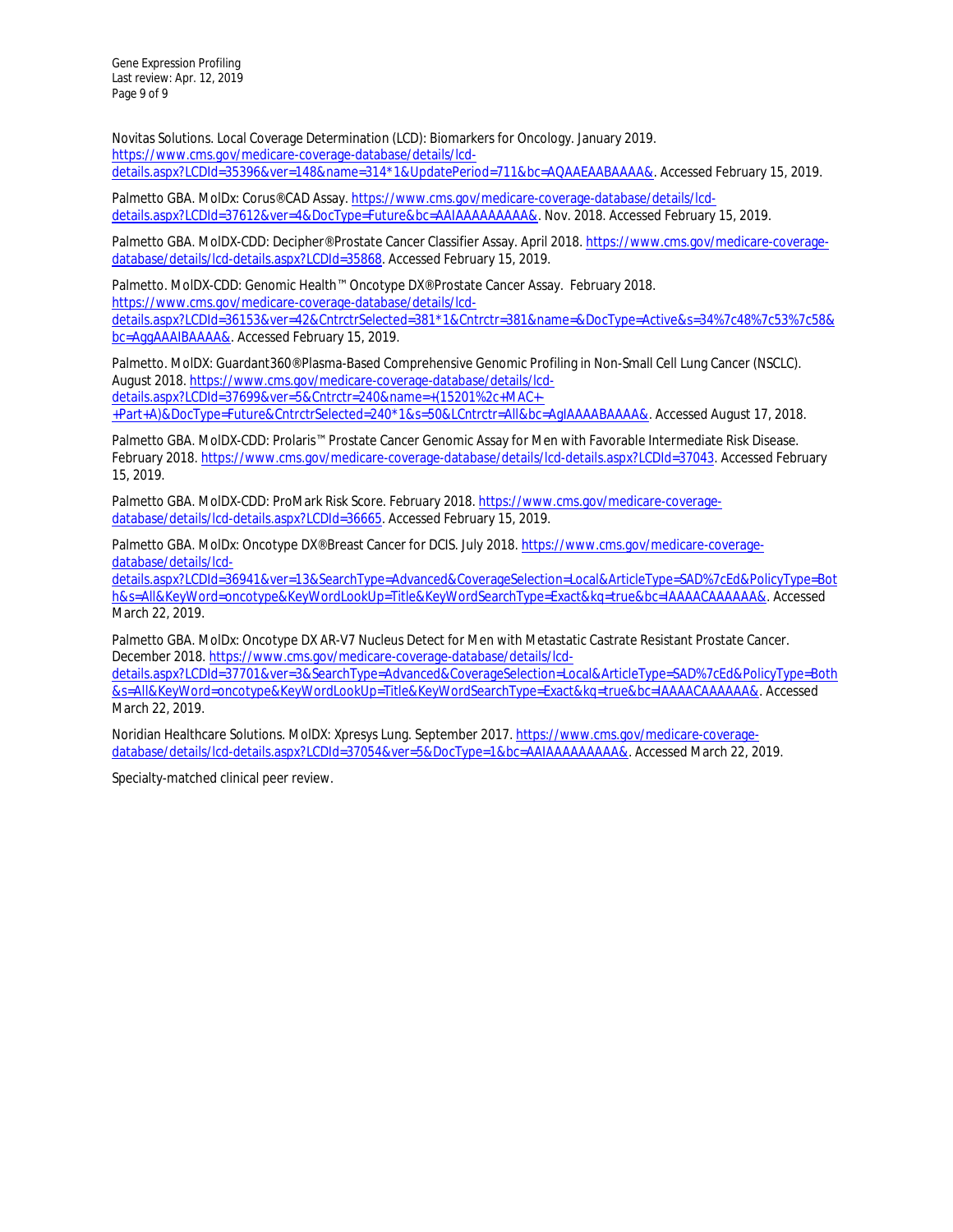Novitas Solutions. Local Coverage Determination (LCD): Biomarkers for Oncology. January 2019. https://www.cms.gov/medicare-coverage-database/details/lcd-details.aspx?LCDId=35396&ver=148&name=314*1&UpdatePeriod=711&bc=AQAAEAABAAAA&. Accessed February 15, 2019.

Palmetto GBA. MolDx: Corus® CAD Assay. https://www.cms.gov/medicare-coverage-database/details/lcd-details.aspx?LCDId=37612&ver=4&DocType=Future&bc=AAIAAAAAAAAA&. Nov. 2018. Accessed February 15, 2019.

Palmetto GBA. MolDX-CDD: Decipher® Prostate Cancer Classifier Assay. April 2018. https://www.cms.gov/medicare-coverage-database/details/lcd-details.aspx?LCDId=35868. Accessed February 15, 2019.

Palmetto. MolDX-CDD: Genomic Health™ Oncotype DX® Prostate Cancer Assay. February 2018. https://www.cms.gov/medicare-coverage-database/details/lcd-details.aspx?LCDId=36153&ver=42&CntrctrSelected=381*1&Cntrctr=381&name=&DocType=Active&s=34%7c48%7c53%7c58&bc=AggAAAIBAAAA&. Accessed February 15, 2019.

Palmetto. MolDX: Guardant360® Plasma-Based Comprehensive Genomic Profiling in Non-Small Cell Lung Cancer (NSCLC). August 2018. https://www.cms.gov/medicare-coverage-database/details/lcd-details.aspx?LCDId=37699&ver=5&Cntrctr=240&name=+(15201%2c+MAC+-+Part+A)&DocType=Future&CntrctrSelected=240*1&s=50&LCntrctr=All&bc=AgIAAAABAAAA&. Accessed August 17, 2018.

Palmetto GBA. MolDX-CDD: Prolaris™ Prostate Cancer Genomic Assay for Men with Favorable Intermediate Risk Disease. February 2018. https://www.cms.gov/medicare-coverage-database/details/lcd-details.aspx?LCDId=37043. Accessed February 15, 2019.

Palmetto GBA. MolDX-CDD: ProMark Risk Score. February 2018. https://www.cms.gov/medicare-coverage-database/details/lcd-details.aspx?LCDId=36665. Accessed February 15, 2019.

Palmetto GBA. MolDx: Oncotype DX® Breast Cancer for DCIS. July 2018. https://www.cms.gov/medicare-coverage-database/details/lcd-details.aspx?LCDId=36941&ver=13&SearchType=Advanced&CoverageSelection=Local&ArticleType=SAD%7cEd&PolicyType=Both&s=All&KeyWord=oncotype&KeyWordLookUp=Title&KeyWordSearchType=Exact&kq=true&bc=IAAAACAAAAAA&. Accessed March 22, 2019.

Palmetto GBA. MolDx: Oncotype DX AR-V7 Nucleus Detect for Men with Metastatic Castrate Resistant Prostate Cancer. December 2018. https://www.cms.gov/medicare-coverage-database/details/lcd-details.aspx?LCDId=37701&ver=3&SearchType=Advanced&CoverageSelection=Local&ArticleType=SAD%7cEd&PolicyType=Both&s=All&KeyWord=oncotype&KeyWordLookUp=Title&KeyWordSearchType=Exact&kq=true&bc=IAAAACAAAAAA&. Accessed March 22, 2019.

Noridian Healthcare Solutions. MolDX: Xpresys Lung. September 2017. https://www.cms.gov/medicare-coverage-database/details/lcd-details.aspx?LCDId=37054&ver=5&DocType=1&bc=AAIAAAAAAAAA&. Accessed March 22, 2019.

Specialty-matched clinical peer review.